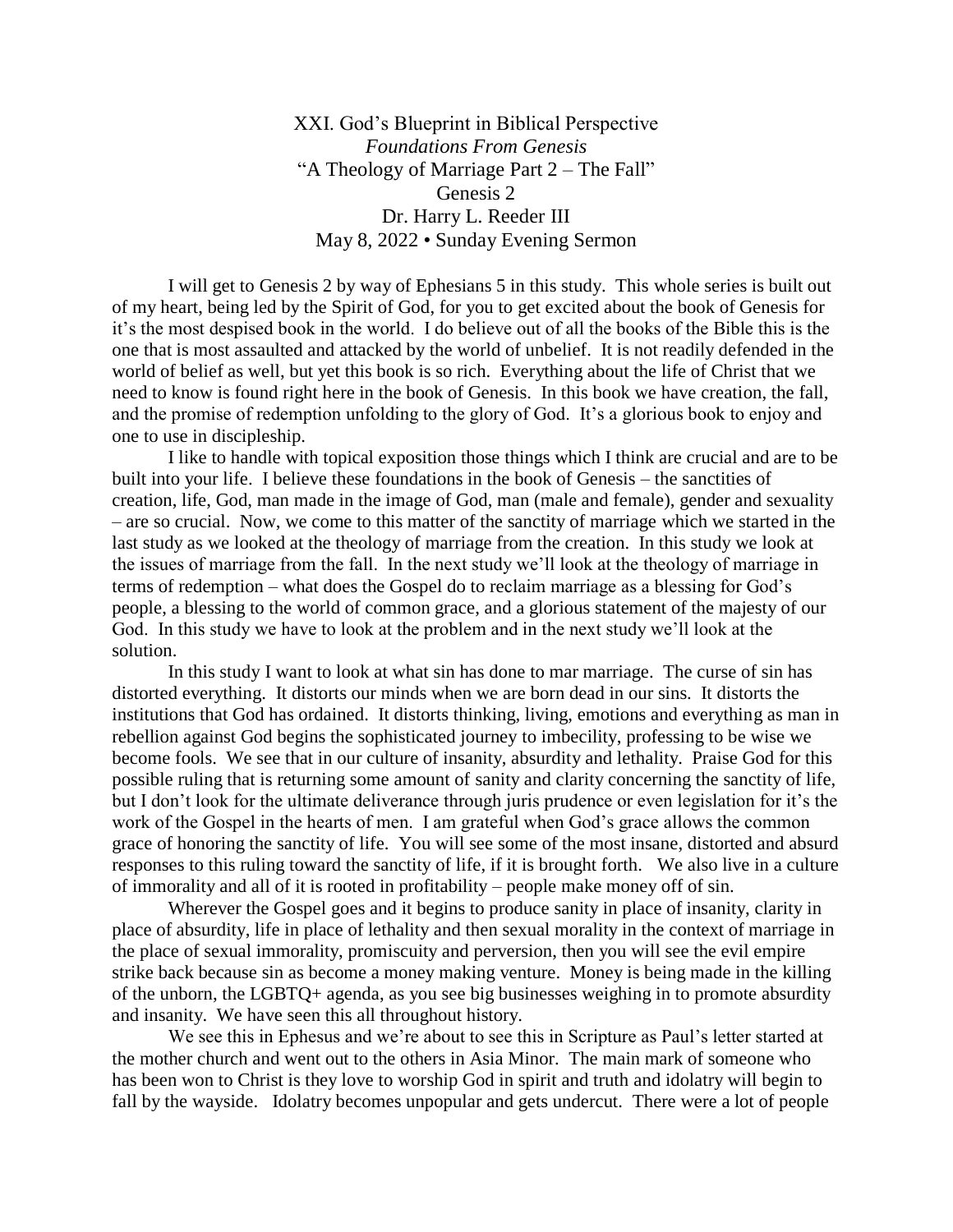# XXI. God's Blueprint in Biblical Perspective

*Foundations From Genesis*

"A Theology of Marriage Part 2 – The Fall"

Genesis 2

Dr. Harry L. Reeder III

May 8, 2022 • Sunday Evening Sermon

I will get to Genesis 2 by way of Ephesians 5 in this study. This whole series is built out of my heart, being led by the Spirit of God, for you to get excited about the book of Genesis for it's the most despised book in the world. I do believe out of all the books of the Bible this is the one that is most assaulted and attacked by the world of unbelief. It is not readily defended in the world of belief as well, but yet this book is so rich. Everything about the life of Christ that we need to know is found right here in the book of Genesis. In this book we have creation, the fall, and the promise of redemption unfolding to the glory of God. It's a glorious book to enjoy and one to use in discipleship.

I like to handle with topical exposition those things which I think are crucial and are to be built into your life. I believe these foundations in the book of Genesis – the sanctities of creation, life, God, man made in the image of God, man (male and female), gender and sexuality – are so crucial. Now, we come to this matter of the sanctity of marriage which we started in the last study as we looked at the theology of marriage from the creation. In this study we look at the issues of marriage from the fall. In the next study we'll look at the theology of marriage in terms of redemption – what does the Gospel do to reclaim marriage as a blessing for God's people, a blessing to the world of common grace, and a glorious statement of the majesty of our God. In this study we have to look at the problem and in the next study we'll look at the solution.

In this study I want to look at what sin has done to mar marriage. The curse of sin has distorted everything. It distorts our minds when we are born dead in our sins. It distorts the institutions that God has ordained. It distorts thinking, living, emotions and everything as man in rebellion against God begins the sophisticated journey to imbecility, professing to be wise we become fools. We see that in our culture of insanity, absurdity and lethality. Praise God for this possible ruling that is returning some amount of sanity and clarity concerning the sanctity of life, but I don't look for the ultimate deliverance through juris prudence or even legislation for it's the work of the Gospel in the hearts of men. I am grateful when God's grace allows the common grace of honoring the sanctity of life. You will see some of the most insane, distorted and absurd responses to this ruling toward the sanctity of life, if it is brought forth. We also live in a culture of immorality and all of it is rooted in profitability – people make money off of sin.

Wherever the Gospel goes and it begins to produce sanity in place of insanity, clarity in place of absurdity, life in place of lethality and then sexual morality in the context of marriage in the place of sexual immorality, promiscuity and perversion, then you will see the evil empire strike back because sin as become a money making venture. Money is being made in the killing of the unborn, the LGBTQ+ agenda, as you see big businesses weighing in to promote absurdity and insanity. We have seen this all throughout history.

We see this in Ephesus and we're about to see this in Scripture as Paul's letter started at the mother church and went out to the others in Asia Minor. The main mark of someone who has been won to Christ is they love to worship God in spirit and truth and idolatry will begin to fall by the wayside. Idolatry becomes unpopular and gets undercut. There were a lot of people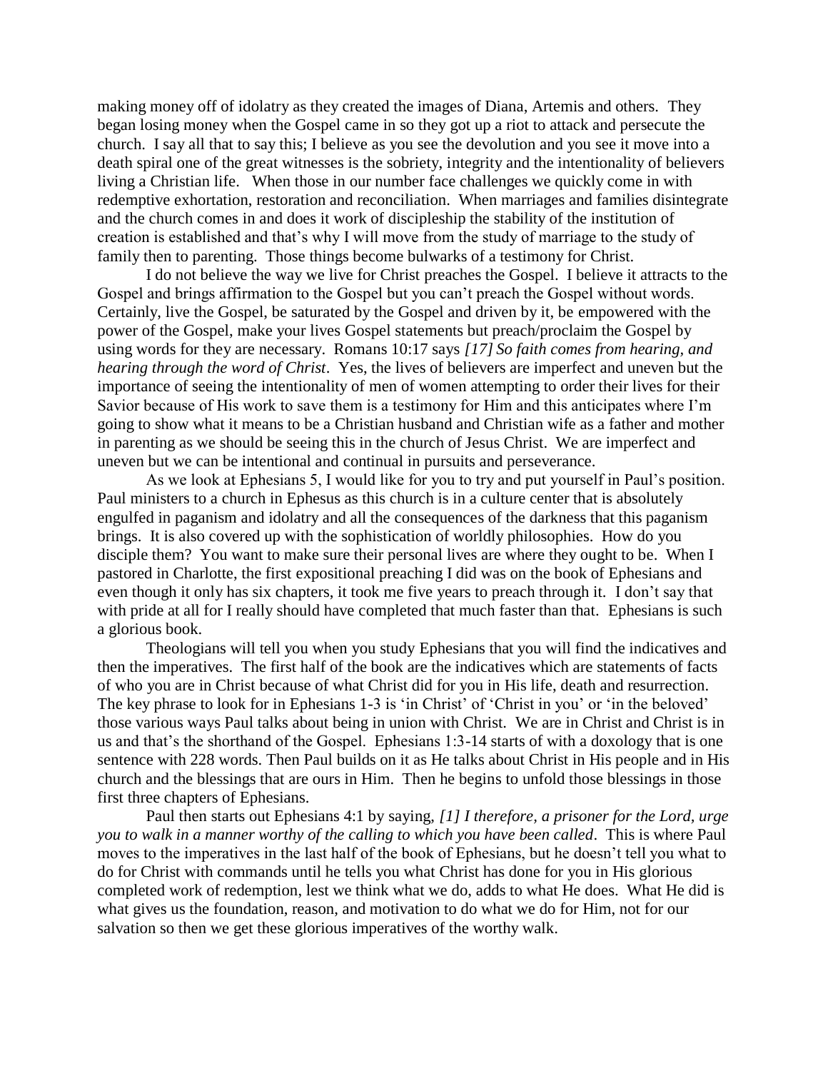making money off of idolatry as they created the images of Diana, Artemis and others. They began losing money when the Gospel came in so they got up a riot to attack and persecute the church. I say all that to say this; I believe as you see the devolution and you see it move into a death spiral one of the great witnesses is the sobriety, integrity and the intentionality of believers living a Christian life. When those in our number face challenges we quickly come in with redemptive exhortation, restoration and reconciliation. When marriages and families disintegrate and the church comes in and does it work of discipleship the stability of the institution of creation is established and that's why I will move from the study of marriage to the study of family then to parenting. Those things become bulwarks of a testimony for Christ.

I do not believe the way we live for Christ preaches the Gospel. I believe it attracts to the Gospel and brings affirmation to the Gospel but you can't preach the Gospel without words. Certainly, live the Gospel, be saturated by the Gospel and driven by it, be empowered with the power of the Gospel, make your lives Gospel statements but preach/proclaim the Gospel by using words for they are necessary. Romans 10:17 says *[17] So faith comes from hearing, and hearing through the word of Christ*. Yes, the lives of believers are imperfect and uneven but the importance of seeing the intentionality of men of women attempting to order their lives for their Savior because of His work to save them is a testimony for Him and this anticipates where I'm going to show what it means to be a Christian husband and Christian wife as a father and mother in parenting as we should be seeing this in the church of Jesus Christ. We are imperfect and uneven but we can be intentional and continual in pursuits and perseverance.

As we look at Ephesians 5, I would like for you to try and put yourself in Paul's position. Paul ministers to a church in Ephesus as this church is in a culture center that is absolutely engulfed in paganism and idolatry and all the consequences of the darkness that this paganism brings. It is also covered up with the sophistication of worldly philosophies. How do you disciple them? You want to make sure their personal lives are where they ought to be. When I pastored in Charlotte, the first expositional preaching I did was on the book of Ephesians and even though it only has six chapters, it took me five years to preach through it. I don't say that with pride at all for I really should have completed that much faster than that. Ephesians is such a glorious book.

Theologians will tell you when you study Ephesians that you will find the indicatives and then the imperatives. The first half of the book are the indicatives which are statements of facts of who you are in Christ because of what Christ did for you in His life, death and resurrection. The key phrase to look for in Ephesians 1-3 is 'in Christ' of 'Christ in you' or 'in the beloved' those various ways Paul talks about being in union with Christ. We are in Christ and Christ is in us and that's the shorthand of the Gospel. Ephesians 1:3-14 starts of with a doxology that is one sentence with 228 words. Then Paul builds on it as He talks about Christ in His people and in His church and the blessings that are ours in Him. Then he begins to unfold those blessings in those first three chapters of Ephesians.

Paul then starts out Ephesians 4:1 by saying, *[1] I therefore, a prisoner for the Lord, urge you to walk in a manner worthy of the calling to which you have been called*. This is where Paul moves to the imperatives in the last half of the book of Ephesians, but he doesn't tell you what to do for Christ with commands until he tells you what Christ has done for you in His glorious completed work of redemption, lest we think what we do, adds to what He does. What He did is what gives us the foundation, reason, and motivation to do what we do for Him, not for our salvation so then we get these glorious imperatives of the worthy walk.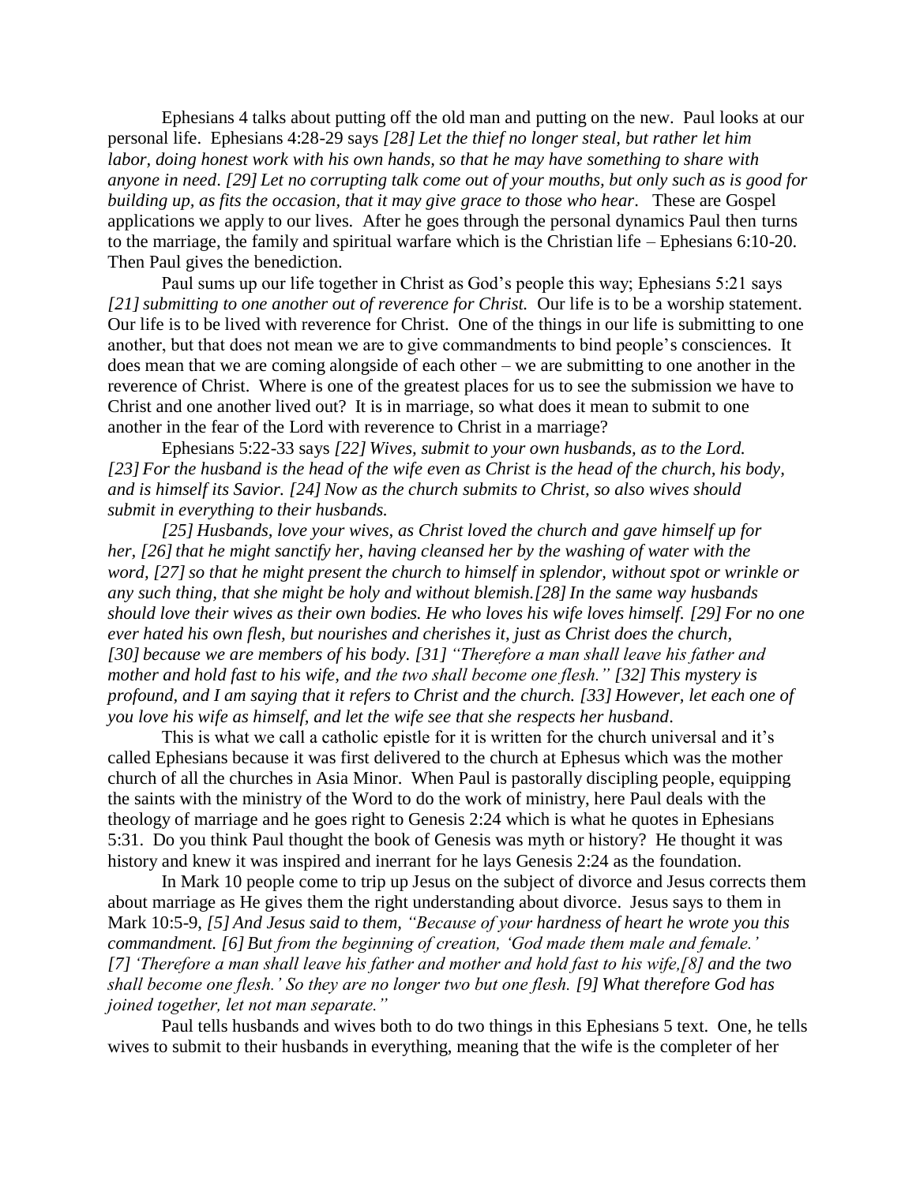Ephesians 4 talks about putting off the old man and putting on the new. Paul looks at our personal life. Ephesians 4:28-29 says *[28] Let the thief no longer steal, but rather let him labor, doing honest work with his own hands, so that he may have something to share with anyone in need. [29] Let no corrupting talk come out of your mouths, but only such as is good for building up, as fits the occasion, that it may give grace to those who hear*. These are Gospel applications we apply to our lives. After he goes through the personal dynamics Paul then turns to the marriage, the family and spiritual warfare which is the Christian life – Ephesians 6:10-20. Then Paul gives the benediction.

Paul sums up our life together in Christ as God's people this way; Ephesians 5:21 says *[21] submitting to one another out of reverence for Christ.* Our life is to be a worship statement. Our life is to be lived with reverence for Christ. One of the things in our life is submitting to one another, but that does not mean we are to give commandments to bind people's consciences. It does mean that we are coming alongside of each other – we are submitting to one another in the reverence of Christ. Where is one of the greatest places for us to see the submission we have to Christ and one another lived out? It is in marriage, so what does it mean to submit to one another in the fear of the Lord with reverence to Christ in a marriage?

Ephesians 5:22-33 says *[22] Wives, submit to your own husbands, as to the Lord. [23] For the husband is the head of the wife even as Christ is the head of the church, his body, and is himself its Savior. [24] Now as the church submits to Christ, so also wives should submit in everything to their husbands.*

*[25] Husbands, love your wives, as Christ loved the church and gave himself up for her, [26] that he might sanctify her, having cleansed her by the washing of water with the word, [27] so that he might present the church to himself in splendor, without spot or wrinkle or any such thing, that she might be holy and without blemish.[28] In the same way husbands should love their wives as their own bodies. He who loves his wife loves himself. [29] For no one ever hated his own flesh, but nourishes and cherishes it, just as Christ does the church, [30] because we are members of his body. [31] "Therefore a man shall leave his father and mother and hold fast to his wife, and the two shall become one flesh." [32] This mystery is profound, and I am saying that it refers to Christ and the church. [33] However, let each one of you love his wife as himself, and let the wife see that she respects her husband*.

This is what we call a catholic epistle for it is written for the church universal and it's called Ephesians because it was first delivered to the church at Ephesus which was the mother church of all the churches in Asia Minor. When Paul is pastorally discipling people, equipping the saints with the ministry of the Word to do the work of ministry, here Paul deals with the theology of marriage and he goes right to Genesis 2:24 which is what he quotes in Ephesians 5:31. Do you think Paul thought the book of Genesis was myth or history? He thought it was history and knew it was inspired and inerrant for he lays Genesis 2:24 as the foundation.

In Mark 10 people come to trip up Jesus on the subject of divorce and Jesus corrects them about marriage as He gives them the right understanding about divorce. Jesus says to them in Mark 10:5-9, *[5] And Jesus said to them, "Because of your hardness of heart he wrote you this commandment. [6] But from the beginning of creation, 'God made them male and female.' [7] 'Therefore a man shall leave his father and mother and hold fast to his wife,[8] and the two shall become one flesh.' So they are no longer two but one flesh. [9] What therefore God has joined together, let not man separate."*

Paul tells husbands and wives both to do two things in this Ephesians 5 text. One, he tells wives to submit to their husbands in everything, meaning that the wife is the completer of her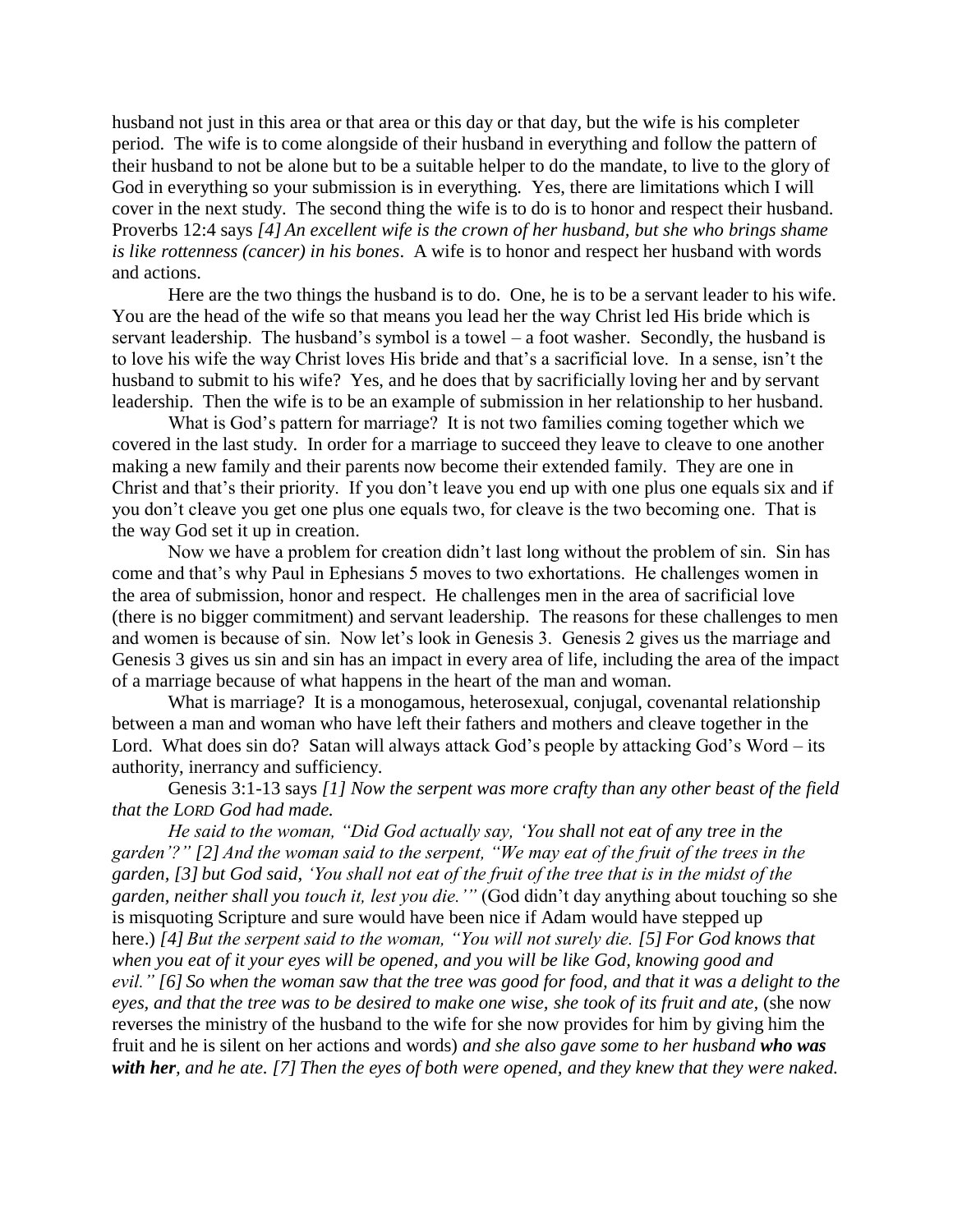husband not just in this area or that area or this day or that day, but the wife is his completer period. The wife is to come alongside of their husband in everything and follow the pattern of their husband to not be alone but to be a suitable helper to do the mandate, to live to the glory of God in everything so your submission is in everything. Yes, there are limitations which I will cover in the next study. The second thing the wife is to do is to honor and respect their husband. Proverbs 12:4 says *[4] An excellent wife is the crown of her husband, but she who brings shame is like rottenness (cancer) in his bones*. A wife is to honor and respect her husband with words and actions.

Here are the two things the husband is to do. One, he is to be a servant leader to his wife. You are the head of the wife so that means you lead her the way Christ led His bride which is servant leadership. The husband's symbol is a towel – a foot washer. Secondly, the husband is to love his wife the way Christ loves His bride and that's a sacrificial love. In a sense, isn't the husband to submit to his wife? Yes, and he does that by sacrificially loving her and by servant leadership. Then the wife is to be an example of submission in her relationship to her husband.

What is God's pattern for marriage? It is not two families coming together which we covered in the last study. In order for a marriage to succeed they leave to cleave to one another making a new family and their parents now become their extended family. They are one in Christ and that's their priority. If you don't leave you end up with one plus one equals six and if you don't cleave you get one plus one equals two, for cleave is the two becoming one. That is the way God set it up in creation.

Now we have a problem for creation didn't last long without the problem of sin. Sin has come and that's why Paul in Ephesians 5 moves to two exhortations. He challenges women in the area of submission, honor and respect. He challenges men in the area of sacrificial love (there is no bigger commitment) and servant leadership. The reasons for these challenges to men and women is because of sin. Now let's look in Genesis 3. Genesis 2 gives us the marriage and Genesis 3 gives us sin and sin has an impact in every area of life, including the area of the impact of a marriage because of what happens in the heart of the man and woman.

What is marriage? It is a monogamous, heterosexual, conjugal, covenantal relationship between a man and woman who have left their fathers and mothers and cleave together in the Lord. What does sin do? Satan will always attack God's people by attacking God's Word – its authority, inerrancy and sufficiency.

Genesis 3:1-13 says *[1] Now the serpent was more crafty than any other beast of the field that the LORD God had made.*

*He said to the woman, "Did God actually say, 'You shall not eat of any tree in the garden'?" [2] And the woman said to the serpent, "We may eat of the fruit of the trees in the garden, [3] but God said, 'You shall not eat of the fruit of the tree that is in the midst of the garden, neither shall you touch it, lest you die.'"* (God didn't day anything about touching so she is misquoting Scripture and sure would have been nice if Adam would have stepped up here.) *[4] But the serpent said to the woman, "You will not surely die. [5] For God knows that when you eat of it your eyes will be opened, and you will be like God, knowing good and evil." [6] So when the woman saw that the tree was good for food, and that it was a delight to the eyes, and that the tree was to be desired to make one wise, she took of its fruit and ate,* (she now reverses the ministry of the husband to the wife for she now provides for him by giving him the fruit and he is silent on her actions and words) *and she also gave some to her husband* ***who was with her****, and he ate. [7] Then the eyes of both were opened, and they knew that they were naked.*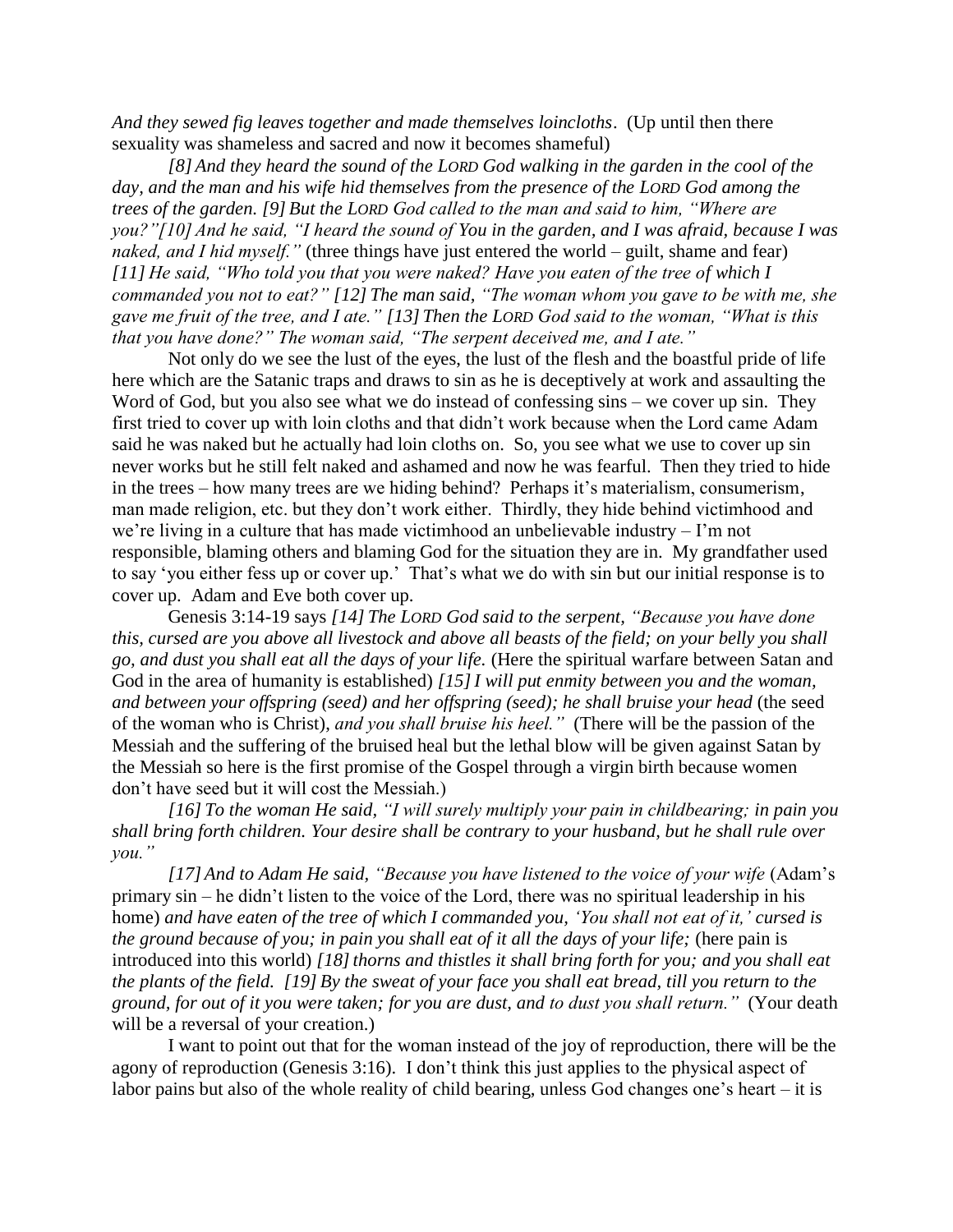*And they sewed fig leaves together and made themselves loincloths*. (Up until then there sexuality was shameless and sacred and now it becomes shameful)

*[8] And they heard the sound of the LORD God walking in the garden in the cool of the day, and the man and his wife hid themselves from the presence of the LORD God among the trees of the garden. [9] But the LORD God called to the man and said to him, "Where are you?"[10] And he said, "I heard the sound of You in the garden, and I was afraid, because I was naked, and I hid myself."* (three things have just entered the world – guilt, shame and fear) *[11] He said, "Who told you that you were naked? Have you eaten of the tree of which I commanded you not to eat?" [12] The man said, "The woman whom you gave to be with me, she gave me fruit of the tree, and I ate." [13] Then the LORD God said to the woman, "What is this that you have done?" The woman said, "The serpent deceived me, and I ate."*

Not only do we see the lust of the eyes, the lust of the flesh and the boastful pride of life here which are the Satanic traps and draws to sin as he is deceptively at work and assaulting the Word of God, but you also see what we do instead of confessing sins – we cover up sin. They first tried to cover up with loin cloths and that didn't work because when the Lord came Adam said he was naked but he actually had loin cloths on. So, you see what we use to cover up sin never works but he still felt naked and ashamed and now he was fearful. Then they tried to hide in the trees – how many trees are we hiding behind? Perhaps it's materialism, consumerism, man made religion, etc. but they don't work either. Thirdly, they hide behind victimhood and we're living in a culture that has made victimhood an unbelievable industry – I'm not responsible, blaming others and blaming God for the situation they are in. My grandfather used to say 'you either fess up or cover up.' That's what we do with sin but our initial response is to cover up. Adam and Eve both cover up.

Genesis 3:14-19 says *[14] The LORD God said to the serpent, "Because you have done this, cursed are you above all livestock and above all beasts of the field; on your belly you shall go, and dust you shall eat all the days of your life.* (Here the spiritual warfare between Satan and God in the area of humanity is established) *[15] I will put enmity between you and the woman, and between your offspring (seed) and her offspring (seed); he shall bruise your head* (the seed of the woman who is Christ), *and you shall bruise his heel."* (There will be the passion of the Messiah and the suffering of the bruised heal but the lethal blow will be given against Satan by the Messiah so here is the first promise of the Gospel through a virgin birth because women don't have seed but it will cost the Messiah.)

*[16] To the woman He said, "I will surely multiply your pain in childbearing; in pain you shall bring forth children. Your desire shall be contrary to your husband, but he shall rule over you."*

*[17] And to Adam He said, "Because you have listened to the voice of your wife* (Adam's primary sin – he didn't listen to the voice of the Lord, there was no spiritual leadership in his home) *and have eaten of the tree of which I commanded you, 'You shall not eat of it,' cursed is the ground because of you; in pain you shall eat of it all the days of your life;* (here pain is introduced into this world) *[18] thorns and thistles it shall bring forth for you; and you shall eat the plants of the field. [19] By the sweat of your face you shall eat bread, till you return to the ground, for out of it you were taken; for you are dust, and to dust you shall return."* (Your death will be a reversal of your creation.)

I want to point out that for the woman instead of the joy of reproduction, there will be the agony of reproduction (Genesis 3:16). I don't think this just applies to the physical aspect of labor pains but also of the whole reality of child bearing, unless God changes one's heart – it is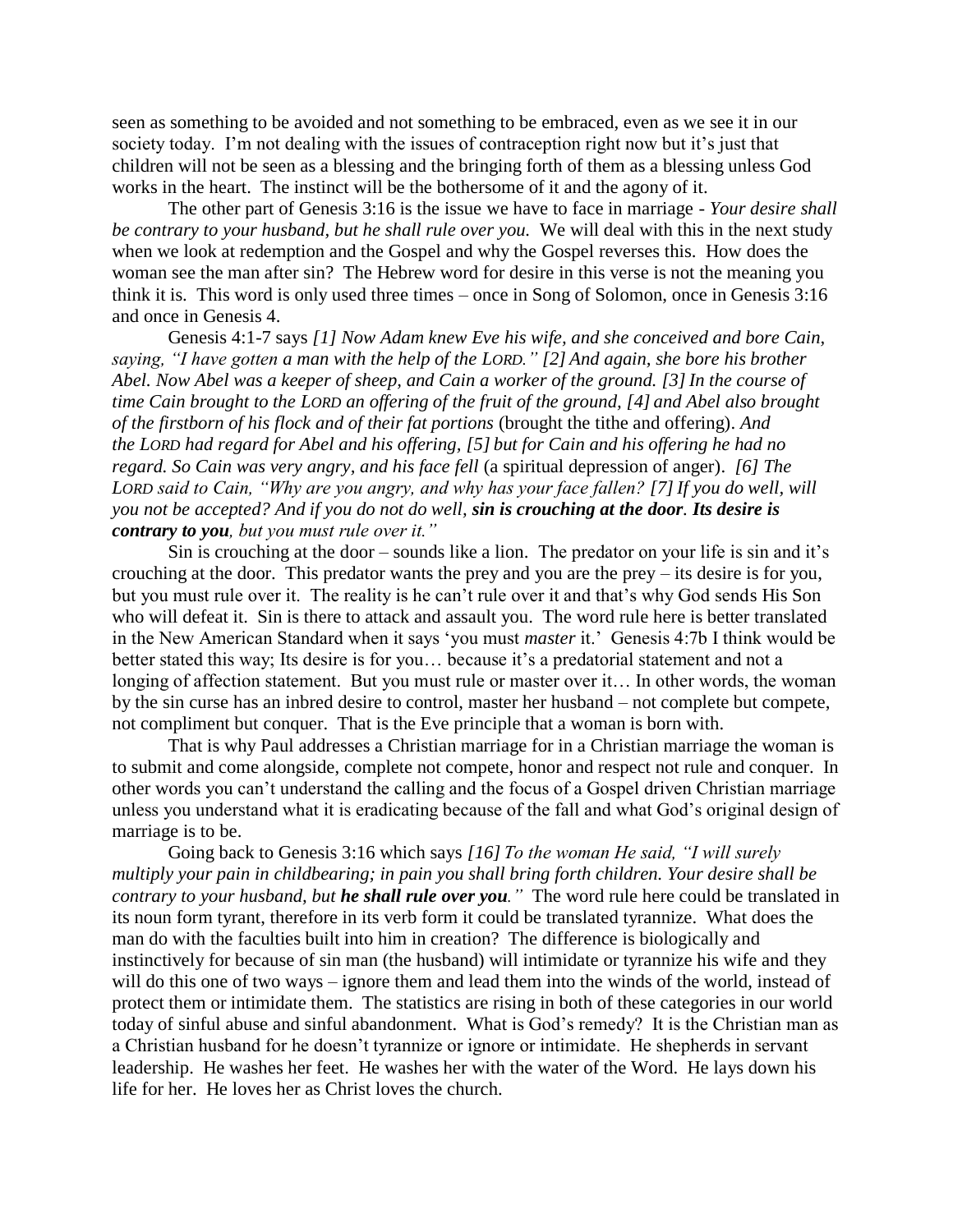seen as something to be avoided and not something to be embraced, even as we see it in our society today. I'm not dealing with the issues of contraception right now but it's just that children will not be seen as a blessing and the bringing forth of them as a blessing unless God works in the heart. The instinct will be the bothersome of it and the agony of it.

The other part of Genesis 3:16 is the issue we have to face in marriage - *Your desire shall be contrary to your husband, but he shall rule over you.* We will deal with this in the next study when we look at redemption and the Gospel and why the Gospel reverses this. How does the woman see the man after sin? The Hebrew word for desire in this verse is not the meaning you think it is. This word is only used three times – once in Song of Solomon, once in Genesis 3:16 and once in Genesis 4.

Genesis 4:1-7 says *[1] Now Adam knew Eve his wife, and she conceived and bore Cain, saying, "I have gotten a man with the help of the LORD." [2] And again, she bore his brother Abel. Now Abel was a keeper of sheep, and Cain a worker of the ground. [3] In the course of time Cain brought to the LORD an offering of the fruit of the ground, [4] and Abel also brought of the firstborn of his flock and of their fat portions* (brought the tithe and offering). *And the LORD had regard for Abel and his offering, [5] but for Cain and his offering he had no regard. So Cain was very angry, and his face fell* (a spiritual depression of anger). *[6] The LORD said to Cain, "Why are you angry, and why has your face fallen? [7] If you do well, will you not be accepted? And if you do not do well, **sin is crouching at the door. Its desire is contrary to you**, but you must rule over it."*

Sin is crouching at the door – sounds like a lion. The predator on your life is sin and it's crouching at the door. This predator wants the prey and you are the prey – its desire is for you, but you must rule over it. The reality is he can't rule over it and that's why God sends His Son who will defeat it. Sin is there to attack and assault you. The word rule here is better translated in the New American Standard when it says 'you must *master* it.' Genesis 4:7b I think would be better stated this way; Its desire is for you… because it's a predatorial statement and not a longing of affection statement. But you must rule or master over it… In other words, the woman by the sin curse has an inbred desire to control, master her husband – not complete but compete, not compliment but conquer. That is the Eve principle that a woman is born with.

That is why Paul addresses a Christian marriage for in a Christian marriage the woman is to submit and come alongside, complete not compete, honor and respect not rule and conquer. In other words you can't understand the calling and the focus of a Gospel driven Christian marriage unless you understand what it is eradicating because of the fall and what God's original design of marriage is to be.

Going back to Genesis 3:16 which says *[16] To the woman He said, "I will surely multiply your pain in childbearing; in pain you shall bring forth children. Your desire shall be contrary to your husband, but **he shall rule over you**."* The word rule here could be translated in its noun form tyrant, therefore in its verb form it could be translated tyrannize. What does the man do with the faculties built into him in creation? The difference is biologically and instinctively for because of sin man (the husband) will intimidate or tyrannize his wife and they will do this one of two ways – ignore them and lead them into the winds of the world, instead of protect them or intimidate them. The statistics are rising in both of these categories in our world today of sinful abuse and sinful abandonment. What is God's remedy? It is the Christian man as a Christian husband for he doesn't tyrannize or ignore or intimidate. He shepherds in servant leadership. He washes her feet. He washes her with the water of the Word. He lays down his life for her. He loves her as Christ loves the church.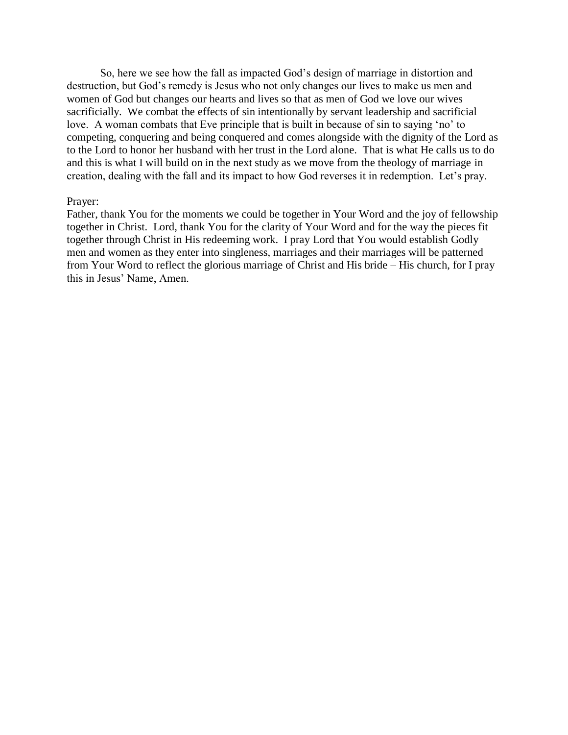So, here we see how the fall as impacted God's design of marriage in distortion and destruction, but God's remedy is Jesus who not only changes our lives to make us men and women of God but changes our hearts and lives so that as men of God we love our wives sacrificially. We combat the effects of sin intentionally by servant leadership and sacrificial love. A woman combats that Eve principle that is built in because of sin to saying 'no' to competing, conquering and being conquered and comes alongside with the dignity of the Lord as to the Lord to honor her husband with her trust in the Lord alone. That is what He calls us to do and this is what I will build on in the next study as we move from the theology of marriage in creation, dealing with the fall and its impact to how God reverses it in redemption. Let's pray.

Prayer:
Father, thank You for the moments we could be together in Your Word and the joy of fellowship together in Christ. Lord, thank You for the clarity of Your Word and for the way the pieces fit together through Christ in His redeeming work. I pray Lord that You would establish Godly men and women as they enter into singleness, marriages and their marriages will be patterned from Your Word to reflect the glorious marriage of Christ and His bride – His church, for I pray this in Jesus' Name, Amen.